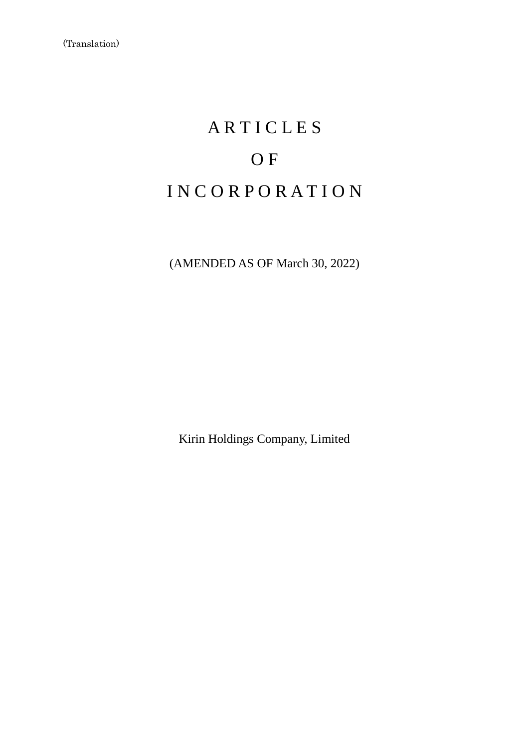(Translation)

# ARTICLES OF INCORPORATION

(AMENDED AS OF March 30, 2022)

Kirin Holdings Company, Limited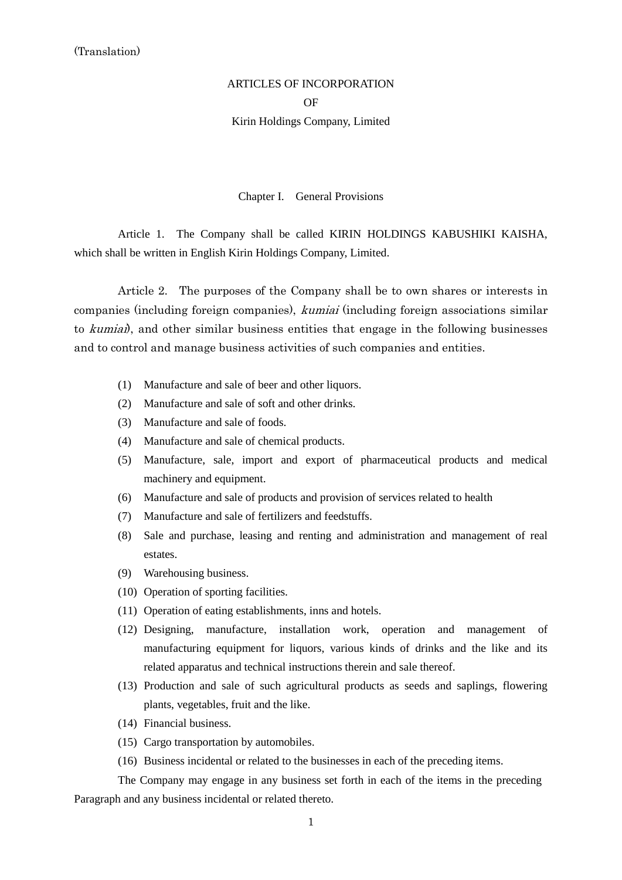(Translation)

# ARTICLES OF INCORPORATION
# OF
# Kirin Holdings Company, Limited

## Chapter I. General Provisions

Article 1. The Company shall be called KIRIN HOLDINGS KABUSHIKI KAISHA, which shall be written in English Kirin Holdings Company, Limited.

Article 2. The purposes of the Company shall be to own shares or interests in companies (including foreign companies), *kumiai* (including foreign associations similar to *kumiai*), and other similar business entities that engage in the following businesses and to control and manage business activities of such companies and entities.

(1) Manufacture and sale of beer and other liquors.
(2) Manufacture and sale of soft and other drinks.
(3) Manufacture and sale of foods.
(4) Manufacture and sale of chemical products.
(5) Manufacture, sale, import and export of pharmaceutical products and medical machinery and equipment.
(6) Manufacture and sale of products and provision of services related to health
(7) Manufacture and sale of fertilizers and feedstuffs.
(8) Sale and purchase, leasing and renting and administration and management of real estates.
(9) Warehousing business.
(10) Operation of sporting facilities.
(11) Operation of eating establishments, inns and hotels.
(12) Designing, manufacture, installation work, operation and management of manufacturing equipment for liquors, various kinds of drinks and the like and its related apparatus and technical instructions therein and sale thereof.
(13) Production and sale of such agricultural products as seeds and saplings, flowering plants, vegetables, fruit and the like.
(14) Financial business.
(15) Cargo transportation by automobiles.
(16) Business incidental or related to the businesses in each of the preceding items.

The Company may engage in any business set forth in each of the items in the preceding Paragraph and any business incidental or related thereto.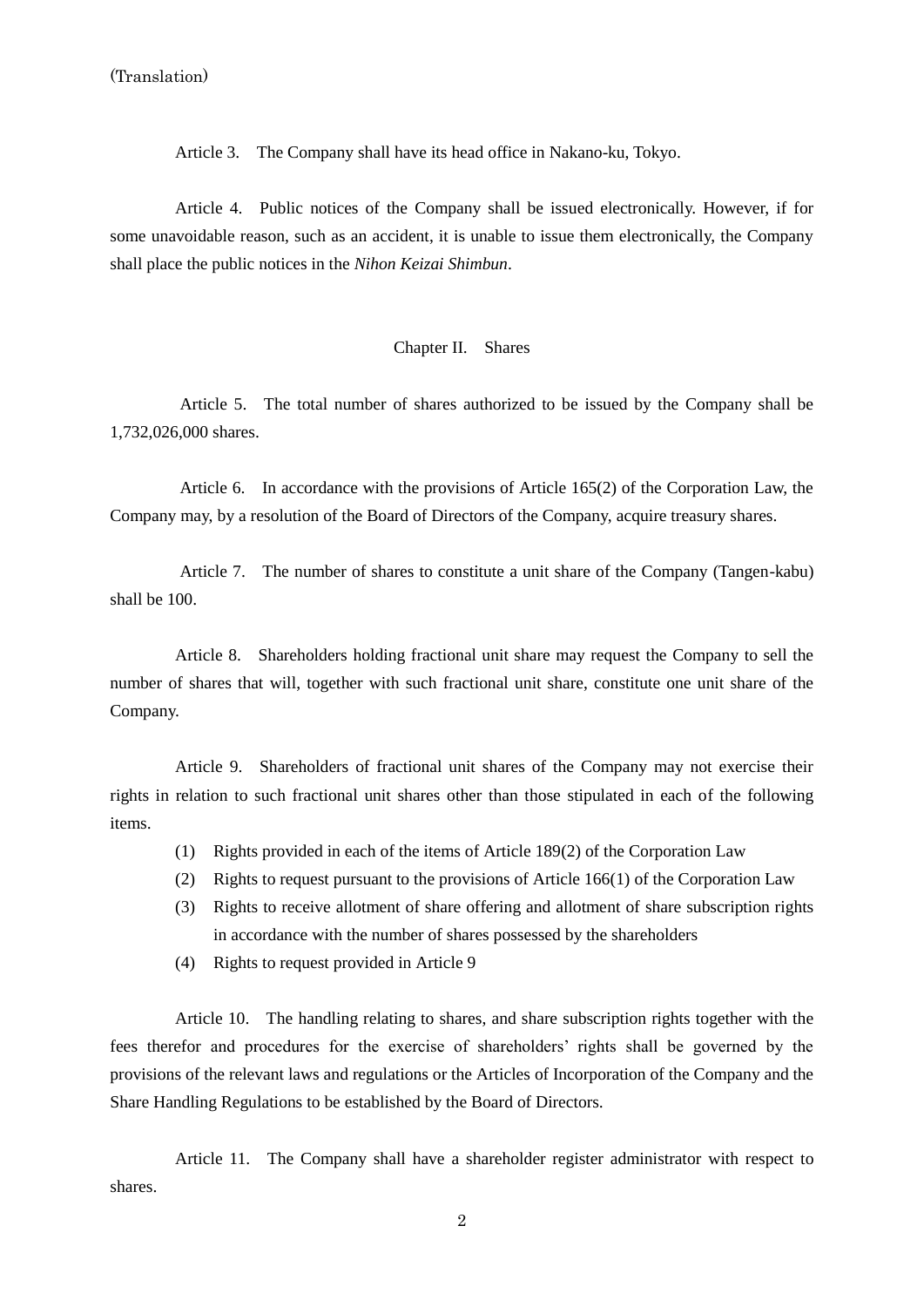(Translation)

Article 3. The Company shall have its head office in Nakano-ku, Tokyo.

Article 4. Public notices of the Company shall be issued electronically. However, if for some unavoidable reason, such as an accident, it is unable to issue them electronically, the Company shall place the public notices in the *Nihon Keizai Shimbun*.

## Chapter II. Shares

Article 5. The total number of shares authorized to be issued by the Company shall be 1,732,026,000 shares.

Article 6. In accordance with the provisions of Article 165(2) of the Corporation Law, the Company may, by a resolution of the Board of Directors of the Company, acquire treasury shares.

Article 7. The number of shares to constitute a unit share of the Company (Tangen-kabu) shall be 100.

Article 8. Shareholders holding fractional unit share may request the Company to sell the number of shares that will, together with such fractional unit share, constitute one unit share of the Company.

Article 9. Shareholders of fractional unit shares of the Company may not exercise their rights in relation to such fractional unit shares other than those stipulated in each of the following items.

(1) Rights provided in each of the items of Article 189(2) of the Corporation Law
(2) Rights to request pursuant to the provisions of Article 166(1) of the Corporation Law
(3) Rights to receive allotment of share offering and allotment of share subscription rights in accordance with the number of shares possessed by the shareholders
(4) Rights to request provided in Article 9

Article 10. The handling relating to shares, and share subscription rights together with the fees therefor and procedures for the exercise of shareholders' rights shall be governed by the provisions of the relevant laws and regulations or the Articles of Incorporation of the Company and the Share Handling Regulations to be established by the Board of Directors.

Article 11. The Company shall have a shareholder register administrator with respect to shares.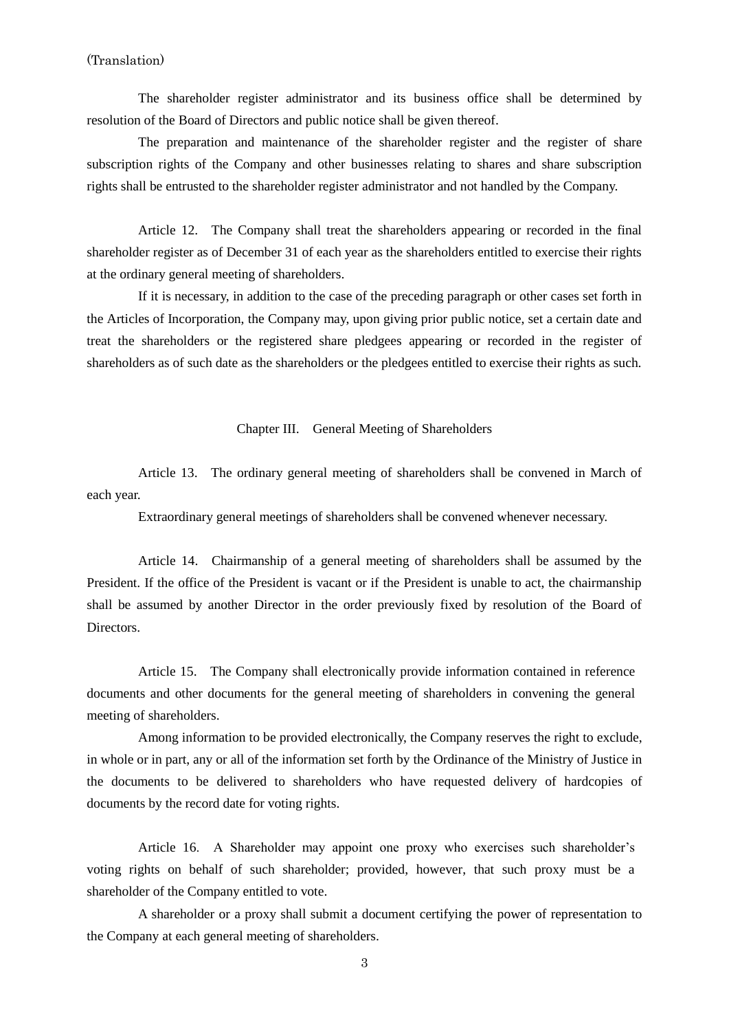(Translation)

The shareholder register administrator and its business office shall be determined by resolution of the Board of Directors and public notice shall be given thereof.

The preparation and maintenance of the shareholder register and the register of share subscription rights of the Company and other businesses relating to shares and share subscription rights shall be entrusted to the shareholder register administrator and not handled by the Company.

Article 12. The Company shall treat the shareholders appearing or recorded in the final shareholder register as of December 31 of each year as the shareholders entitled to exercise their rights at the ordinary general meeting of shareholders.

If it is necessary, in addition to the case of the preceding paragraph or other cases set forth in the Articles of Incorporation, the Company may, upon giving prior public notice, set a certain date and treat the shareholders or the registered share pledgees appearing or recorded in the register of shareholders as of such date as the shareholders or the pledgees entitled to exercise their rights as such.

## Chapter III. General Meeting of Shareholders

Article 13. The ordinary general meeting of shareholders shall be convened in March of each year.

Extraordinary general meetings of shareholders shall be convened whenever necessary.

Article 14. Chairmanship of a general meeting of shareholders shall be assumed by the President. If the office of the President is vacant or if the President is unable to act, the chairmanship shall be assumed by another Director in the order previously fixed by resolution of the Board of Directors.

Article 15. The Company shall electronically provide information contained in reference documents and other documents for the general meeting of shareholders in convening the general meeting of shareholders.

Among information to be provided electronically, the Company reserves the right to exclude, in whole or in part, any or all of the information set forth by the Ordinance of the Ministry of Justice in the documents to be delivered to shareholders who have requested delivery of hardcopies of documents by the record date for voting rights.

Article 16. A Shareholder may appoint one proxy who exercises such shareholder's voting rights on behalf of such shareholder; provided, however, that such proxy must be a shareholder of the Company entitled to vote.

A shareholder or a proxy shall submit a document certifying the power of representation to the Company at each general meeting of shareholders.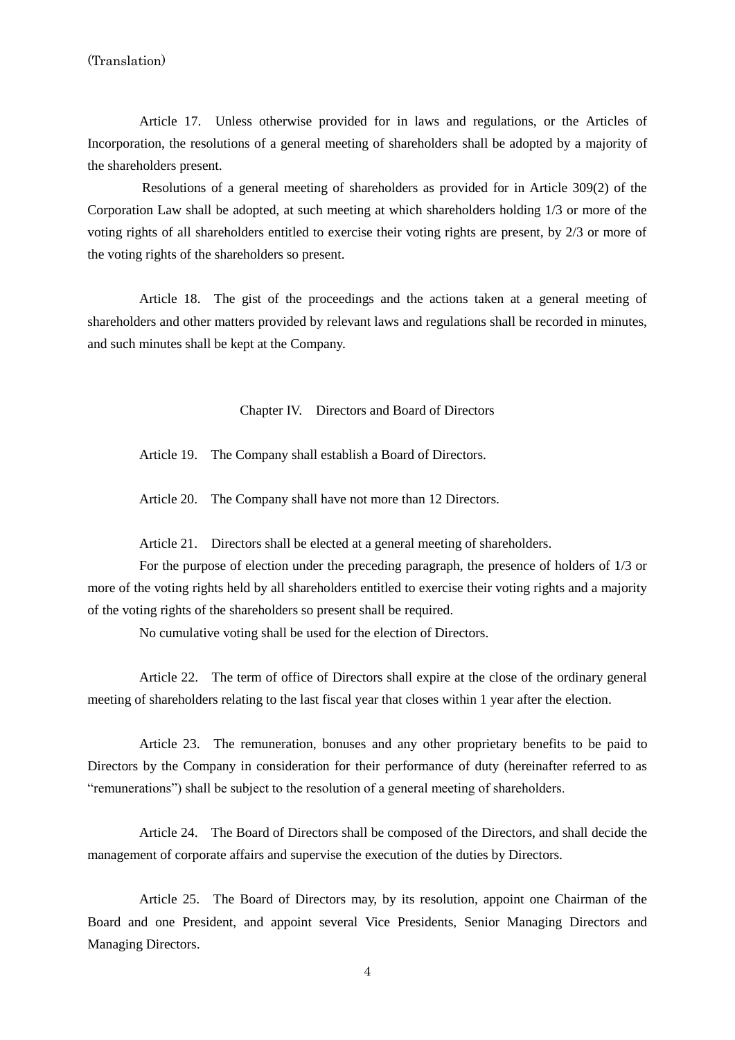(Translation)

Article 17. Unless otherwise provided for in laws and regulations, or the Articles of Incorporation, the resolutions of a general meeting of shareholders shall be adopted by a majority of the shareholders present.

Resolutions of a general meeting of shareholders as provided for in Article 309(2) of the Corporation Law shall be adopted, at such meeting at which shareholders holding 1/3 or more of the voting rights of all shareholders entitled to exercise their voting rights are present, by 2/3 or more of the voting rights of the shareholders so present.

Article 18. The gist of the proceedings and the actions taken at a general meeting of shareholders and other matters provided by relevant laws and regulations shall be recorded in minutes, and such minutes shall be kept at the Company.

## Chapter IV. Directors and Board of Directors

Article 19. The Company shall establish a Board of Directors.

Article 20. The Company shall have not more than 12 Directors.

Article 21. Directors shall be elected at a general meeting of shareholders.

For the purpose of election under the preceding paragraph, the presence of holders of 1/3 or more of the voting rights held by all shareholders entitled to exercise their voting rights and a majority of the voting rights of the shareholders so present shall be required.

No cumulative voting shall be used for the election of Directors.

Article 22. The term of office of Directors shall expire at the close of the ordinary general meeting of shareholders relating to the last fiscal year that closes within 1 year after the election.

Article 23. The remuneration, bonuses and any other proprietary benefits to be paid to Directors by the Company in consideration for their performance of duty (hereinafter referred to as "remunerations") shall be subject to the resolution of a general meeting of shareholders.

Article 24. The Board of Directors shall be composed of the Directors, and shall decide the management of corporate affairs and supervise the execution of the duties by Directors.

Article 25. The Board of Directors may, by its resolution, appoint one Chairman of the Board and one President, and appoint several Vice Presidents, Senior Managing Directors and Managing Directors.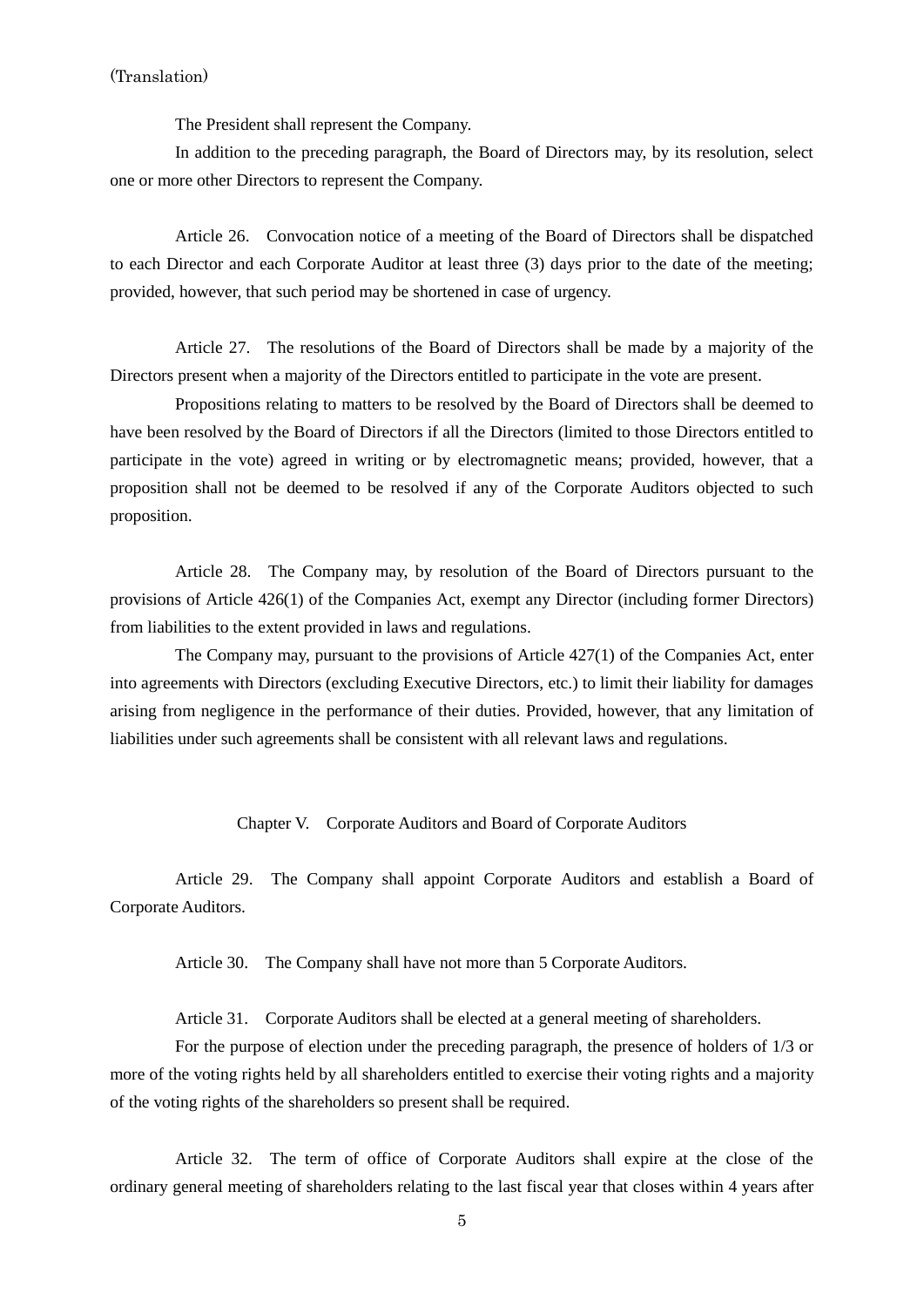The President shall represent the Company.

In addition to the preceding paragraph, the Board of Directors may, by its resolution, select one or more other Directors to represent the Company.

Article 26. Convocation notice of a meeting of the Board of Directors shall be dispatched to each Director and each Corporate Auditor at least three (3) days prior to the date of the meeting; provided, however, that such period may be shortened in case of urgency.

Article 27. The resolutions of the Board of Directors shall be made by a majority of the Directors present when a majority of the Directors entitled to participate in the vote are present.

Propositions relating to matters to be resolved by the Board of Directors shall be deemed to have been resolved by the Board of Directors if all the Directors (limited to those Directors entitled to participate in the vote) agreed in writing or by electromagnetic means; provided, however, that a proposition shall not be deemed to be resolved if any of the Corporate Auditors objected to such proposition.

Article 28. The Company may, by resolution of the Board of Directors pursuant to the provisions of Article 426(1) of the Companies Act, exempt any Director (including former Directors) from liabilities to the extent provided in laws and regulations.

The Company may, pursuant to the provisions of Article 427(1) of the Companies Act, enter into agreements with Directors (excluding Executive Directors, etc.) to limit their liability for damages arising from negligence in the performance of their duties. Provided, however, that any limitation of liabilities under such agreements shall be consistent with all relevant laws and regulations.

## Chapter V. Corporate Auditors and Board of Corporate Auditors

Article 29. The Company shall appoint Corporate Auditors and establish a Board of Corporate Auditors.

Article 30. The Company shall have not more than 5 Corporate Auditors.

Article 31. Corporate Auditors shall be elected at a general meeting of shareholders.

For the purpose of election under the preceding paragraph, the presence of holders of 1/3 or more of the voting rights held by all shareholders entitled to exercise their voting rights and a majority of the voting rights of the shareholders so present shall be required.

Article 32. The term of office of Corporate Auditors shall expire at the close of the ordinary general meeting of shareholders relating to the last fiscal year that closes within 4 years after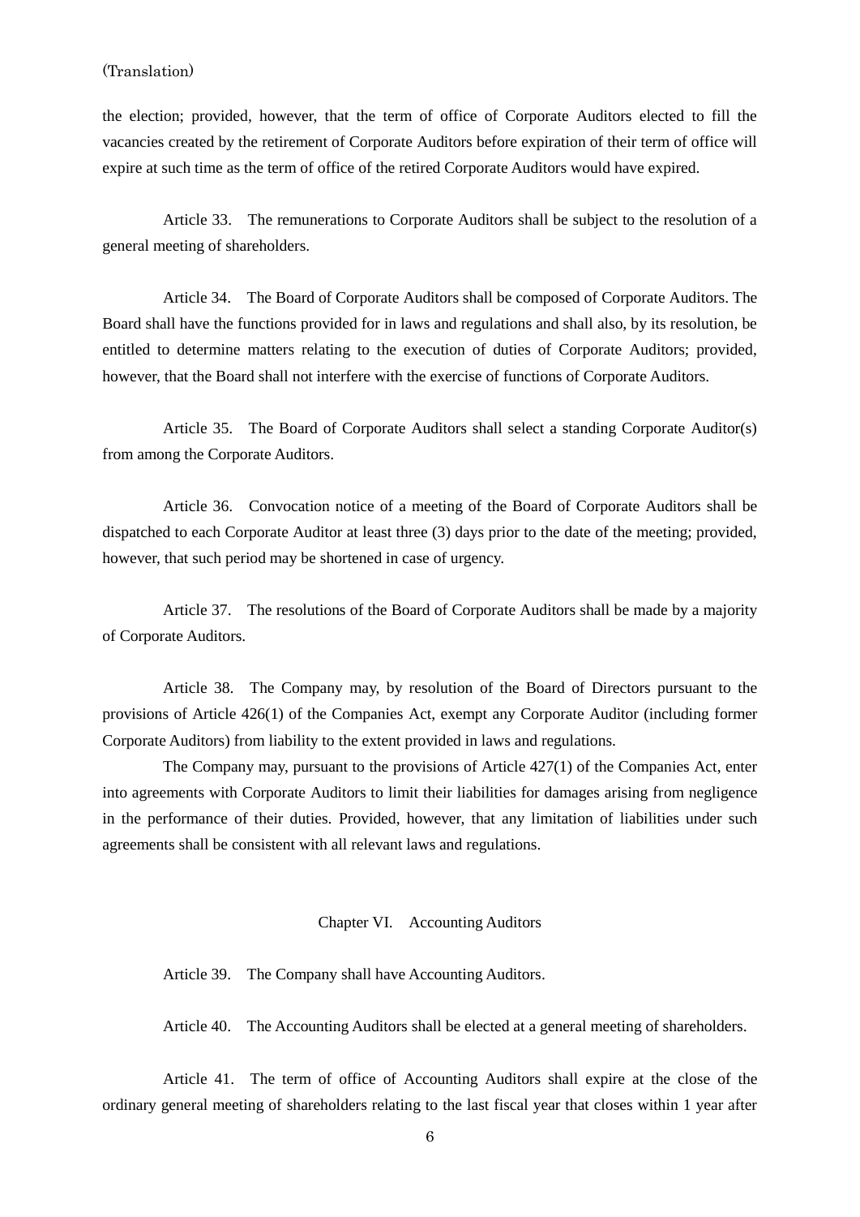(Translation)

the election; provided, however, that the term of office of Corporate Auditors elected to fill the vacancies created by the retirement of Corporate Auditors before expiration of their term of office will expire at such time as the term of office of the retired Corporate Auditors would have expired.

Article 33. The remunerations to Corporate Auditors shall be subject to the resolution of a general meeting of shareholders.

Article 34. The Board of Corporate Auditors shall be composed of Corporate Auditors. The Board shall have the functions provided for in laws and regulations and shall also, by its resolution, be entitled to determine matters relating to the execution of duties of Corporate Auditors; provided, however, that the Board shall not interfere with the exercise of functions of Corporate Auditors.

Article 35. The Board of Corporate Auditors shall select a standing Corporate Auditor(s) from among the Corporate Auditors.

Article 36. Convocation notice of a meeting of the Board of Corporate Auditors shall be dispatched to each Corporate Auditor at least three (3) days prior to the date of the meeting; provided, however, that such period may be shortened in case of urgency.

Article 37. The resolutions of the Board of Corporate Auditors shall be made by a majority of Corporate Auditors.

Article 38. The Company may, by resolution of the Board of Directors pursuant to the provisions of Article 426(1) of the Companies Act, exempt any Corporate Auditor (including former Corporate Auditors) from liability to the extent provided in laws and regulations.

The Company may, pursuant to the provisions of Article 427(1) of the Companies Act, enter into agreements with Corporate Auditors to limit their liabilities for damages arising from negligence in the performance of their duties. Provided, however, that any limitation of liabilities under such agreements shall be consistent with all relevant laws and regulations.

## Chapter VI. Accounting Auditors

Article 39. The Company shall have Accounting Auditors.

Article 40. The Accounting Auditors shall be elected at a general meeting of shareholders.

Article 41. The term of office of Accounting Auditors shall expire at the close of the ordinary general meeting of shareholders relating to the last fiscal year that closes within 1 year after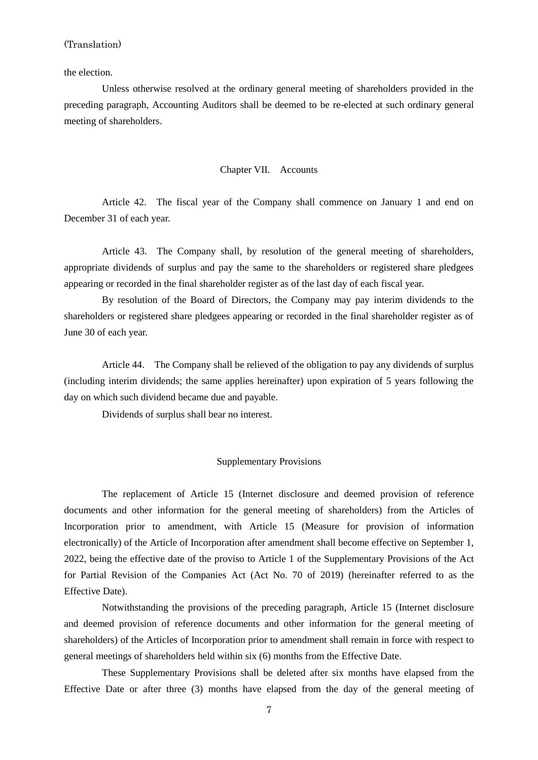the election.

Unless otherwise resolved at the ordinary general meeting of shareholders provided in the preceding paragraph, Accounting Auditors shall be deemed to be re-elected at such ordinary general meeting of shareholders.

## Chapter VII. Accounts

Article 42. The fiscal year of the Company shall commence on January 1 and end on December 31 of each year.

Article 43. The Company shall, by resolution of the general meeting of shareholders, appropriate dividends of surplus and pay the same to the shareholders or registered share pledgees appearing or recorded in the final shareholder register as of the last day of each fiscal year.

By resolution of the Board of Directors, the Company may pay interim dividends to the shareholders or registered share pledgees appearing or recorded in the final shareholder register as of June 30 of each year.

Article 44. The Company shall be relieved of the obligation to pay any dividends of surplus (including interim dividends; the same applies hereinafter) upon expiration of 5 years following the day on which such dividend became due and payable.

Dividends of surplus shall bear no interest.

## Supplementary Provisions

The replacement of Article 15 (Internet disclosure and deemed provision of reference documents and other information for the general meeting of shareholders) from the Articles of Incorporation prior to amendment, with Article 15 (Measure for provision of information electronically) of the Article of Incorporation after amendment shall become effective on September 1, 2022, being the effective date of the proviso to Article 1 of the Supplementary Provisions of the Act for Partial Revision of the Companies Act (Act No. 70 of 2019) (hereinafter referred to as the Effective Date).

Notwithstanding the provisions of the preceding paragraph, Article 15 (Internet disclosure and deemed provision of reference documents and other information for the general meeting of shareholders) of the Articles of Incorporation prior to amendment shall remain in force with respect to general meetings of shareholders held within six (6) months from the Effective Date.

These Supplementary Provisions shall be deleted after six months have elapsed from the Effective Date or after three (3) months have elapsed from the day of the general meeting of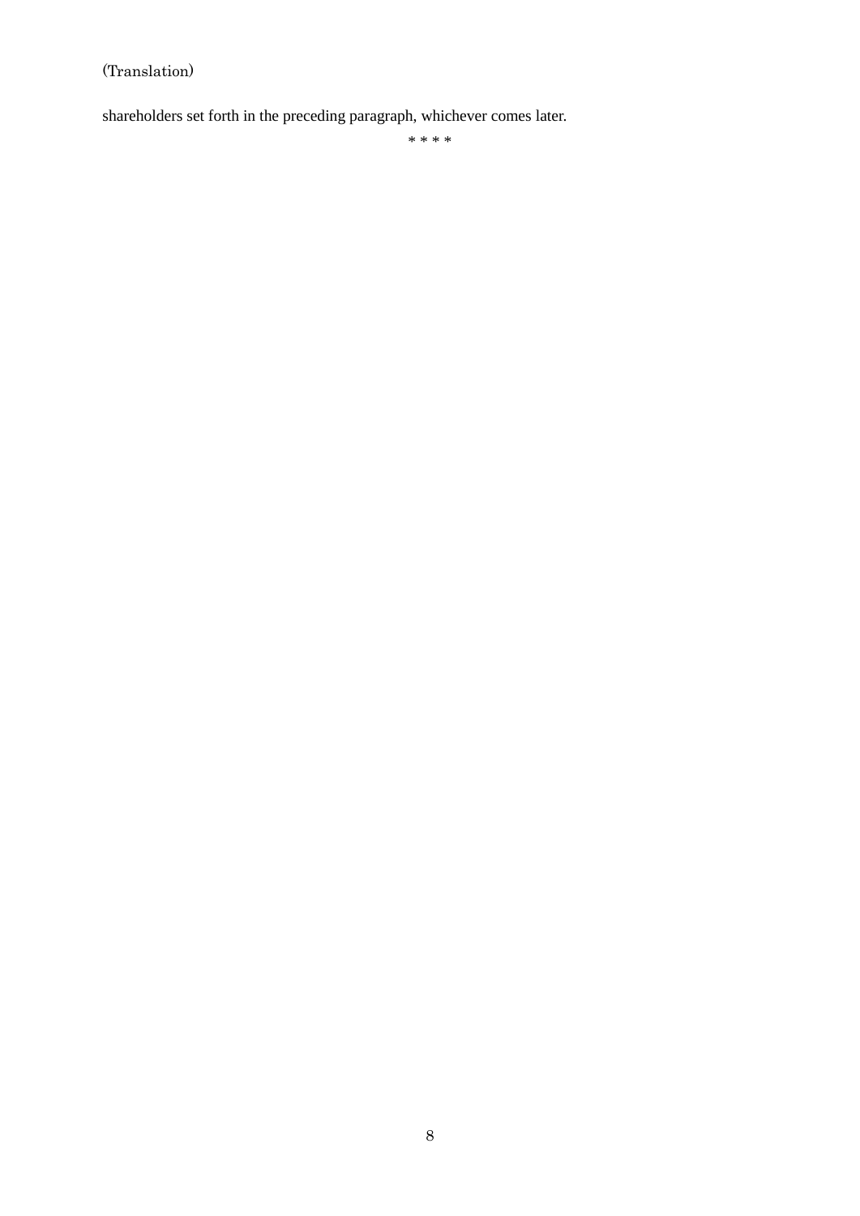(Translation)

shareholders set forth in the preceding paragraph, whichever comes later.

* * * *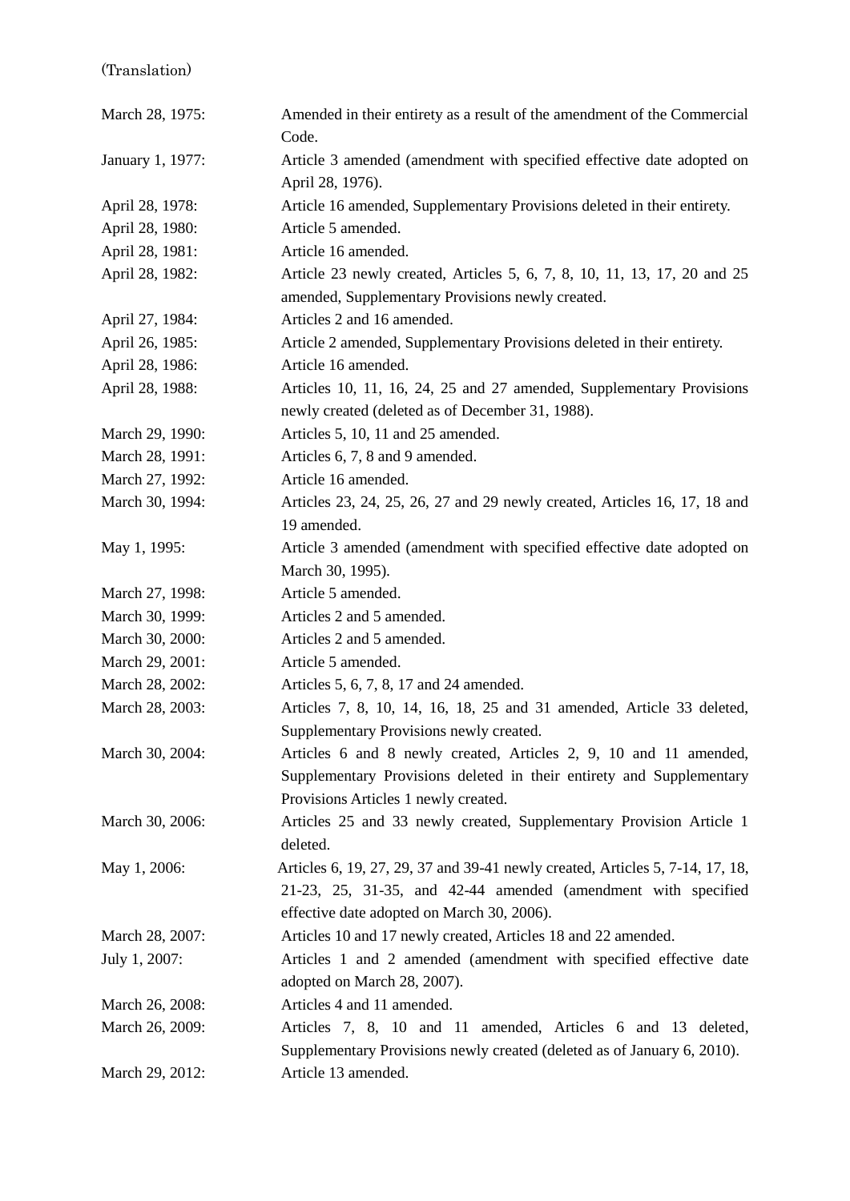(Translation)

| | |
|---|---|
| March 28, 1975: | Amended in their entirety as a result of the amendment of the Commercial Code. |
| January 1, 1977: | Article 3 amended (amendment with specified effective date adopted on April 28, 1976). |
| April 28, 1978: | Article 16 amended, Supplementary Provisions deleted in their entirety. |
| April 28, 1980: | Article 5 amended. |
| April 28, 1981: | Article 16 amended. |
| April 28, 1982: | Article 23 newly created, Articles 5, 6, 7, 8, 10, 11, 13, 17, 20 and 25 amended, Supplementary Provisions newly created. |
| April 27, 1984: | Articles 2 and 16 amended. |
| April 26, 1985: | Article 2 amended, Supplementary Provisions deleted in their entirety. |
| April 28, 1986: | Article 16 amended. |
| April 28, 1988: | Articles 10, 11, 16, 24, 25 and 27 amended, Supplementary Provisions newly created (deleted as of December 31, 1988). |
| March 29, 1990: | Articles 5, 10, 11 and 25 amended. |
| March 28, 1991: | Articles 6, 7, 8 and 9 amended. |
| March 27, 1992: | Article 16 amended. |
| March 30, 1994: | Articles 23, 24, 25, 26, 27 and 29 newly created, Articles 16, 17, 18 and 19 amended. |
| May 1, 1995: | Article 3 amended (amendment with specified effective date adopted on March 30, 1995). |
| March 27, 1998: | Article 5 amended. |
| March 30, 1999: | Articles 2 and 5 amended. |
| March 30, 2000: | Articles 2 and 5 amended. |
| March 29, 2001: | Article 5 amended. |
| March 28, 2002: | Articles 5, 6, 7, 8, 17 and 24 amended. |
| March 28, 2003: | Articles 7, 8, 10, 14, 16, 18, 25 and 31 amended, Article 33 deleted, Supplementary Provisions newly created. |
| March 30, 2004: | Articles 6 and 8 newly created, Articles 2, 9, 10 and 11 amended, Supplementary Provisions deleted in their entirety and Supplementary Provisions Articles 1 newly created. |
| March 30, 2006: | Articles 25 and 33 newly created, Supplementary Provision Article 1 deleted. |
| May 1, 2006: | Articles 6, 19, 27, 29, 37 and 39-41 newly created, Articles 5, 7-14, 17, 18, 21-23, 25, 31-35, and 42-44 amended (amendment with specified effective date adopted on March 30, 2006). |
| March 28, 2007: | Articles 10 and 17 newly created, Articles 18 and 22 amended. |
| July 1, 2007: | Articles 1 and 2 amended (amendment with specified effective date adopted on March 28, 2007). |
| March 26, 2008: | Articles 4 and 11 amended. |
| March 26, 2009: | Articles 7, 8, 10 and 11 amended, Articles 6 and 13 deleted, Supplementary Provisions newly created (deleted as of January 6, 2010). |
| March 29, 2012: | Article 13 amended. |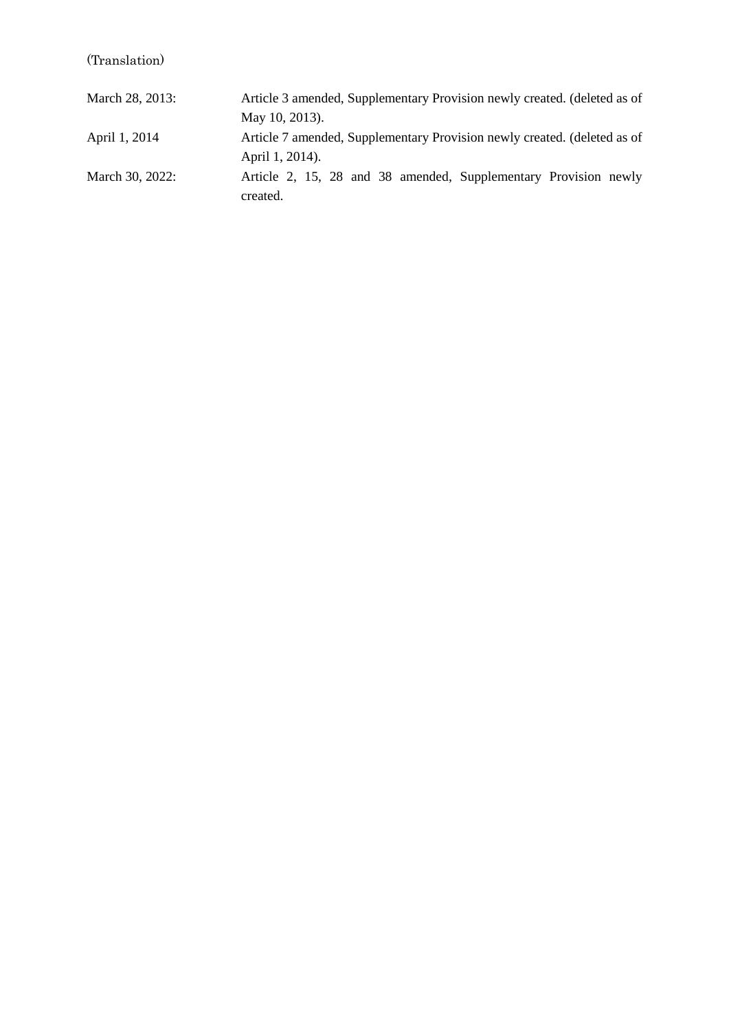(Translation)

| | |
|---|---|
| March 28, 2013: | Article 3 amended, Supplementary Provision newly created. (deleted as of May 10, 2013). |
| April 1, 2014 | Article 7 amended, Supplementary Provision newly created. (deleted as of April 1, 2014). |
| March 30, 2022: | Article 2, 15, 28 and 38 amended, Supplementary Provision newly created. |